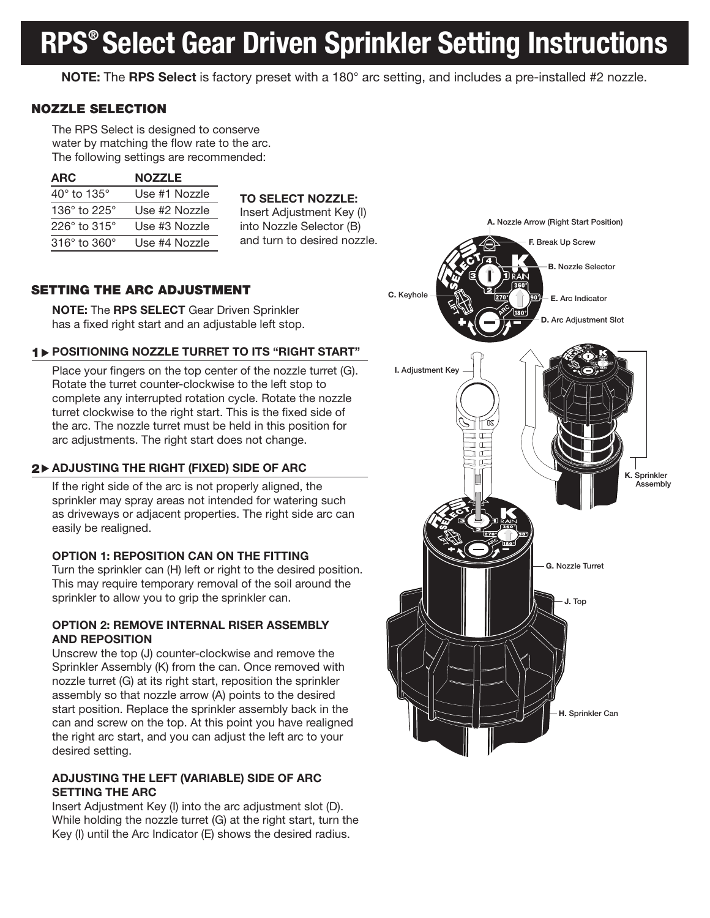# RPS® Select Gear Driven Sprinkler Setting Instructions

**NOTE:** The **RPS Select** is factory preset with a 180° arc setting, and includes a pre-installed #2 nozzle.

## NOZZLE SELECTION

The RPS Select is designed to conserve water by matching the flow rate to the arc. The following settings are recommended:

| ARC | NOZZLE |
|---|---|
| 40° to 135° | Use #1 Nozzle |
| 136° to 225° | Use #2 Nozzle |
| 226° to 315° | Use #3 Nozzle |
| 316° to 360° | Use #4 Nozzle |

**TO SELECT NOZZLE:**
Insert Adjustment Key (I) into Nozzle Selector (B) and turn to desired nozzle.

A. Nozzle Arrow (Right Start Position)
F. Break Up Screw
B. Nozzle Selector
C. Keyhole
E. Arc Indicator
D. Arc Adjustment Slot
I. Adjustment Key
K. Sprinkler Assembly
G. Nozzle Turret
J. Top
H. Sprinkler Can

## SETTING THE ARC ADJUSTMENT

**NOTE:** The **RPS SELECT** Gear Driven Sprinkler has a fixed right start and an adjustable left stop.

### 1 ▶ POSITIONING NOZZLE TURRET TO ITS "RIGHT START"

Place your fingers on the top center of the nozzle turret (G). Rotate the turret counter-clockwise to the left stop to complete any interrupted rotation cycle. Rotate the nozzle turret clockwise to the right start. This is the fixed side of the arc. The nozzle turret must be held in this position for arc adjustments. The right start does not change.

### 2 ▶ ADJUSTING THE RIGHT (FIXED) SIDE OF ARC

If the right side of the arc is not properly aligned, the sprinkler may spray areas not intended for watering such as driveways or adjacent properties. The right side arc can easily be realigned.

#### OPTION 1: REPOSITION CAN ON THE FITTING

Turn the sprinkler can (H) left or right to the desired position. This may require temporary removal of the soil around the sprinkler to allow you to grip the sprinkler can.

#### OPTION 2: REMOVE INTERNAL RISER ASSEMBLY AND REPOSITION

Unscrew the top (J) counter-clockwise and remove the Sprinkler Assembly (K) from the can. Once removed with nozzle turret (G) at its right start, reposition the sprinkler assembly so that nozzle arrow (A) points to the desired start position. Replace the sprinkler assembly back in the can and screw on the top. At this point you have realigned the right arc start, and you can adjust the left arc to your desired setting.

#### ADJUSTING THE LEFT (VARIABLE) SIDE OF ARC SETTING THE ARC

Insert Adjustment Key (I) into the arc adjustment slot (D). While holding the nozzle turret (G) at the right start, turn the Key (I) until the Arc Indicator (E) shows the desired radius.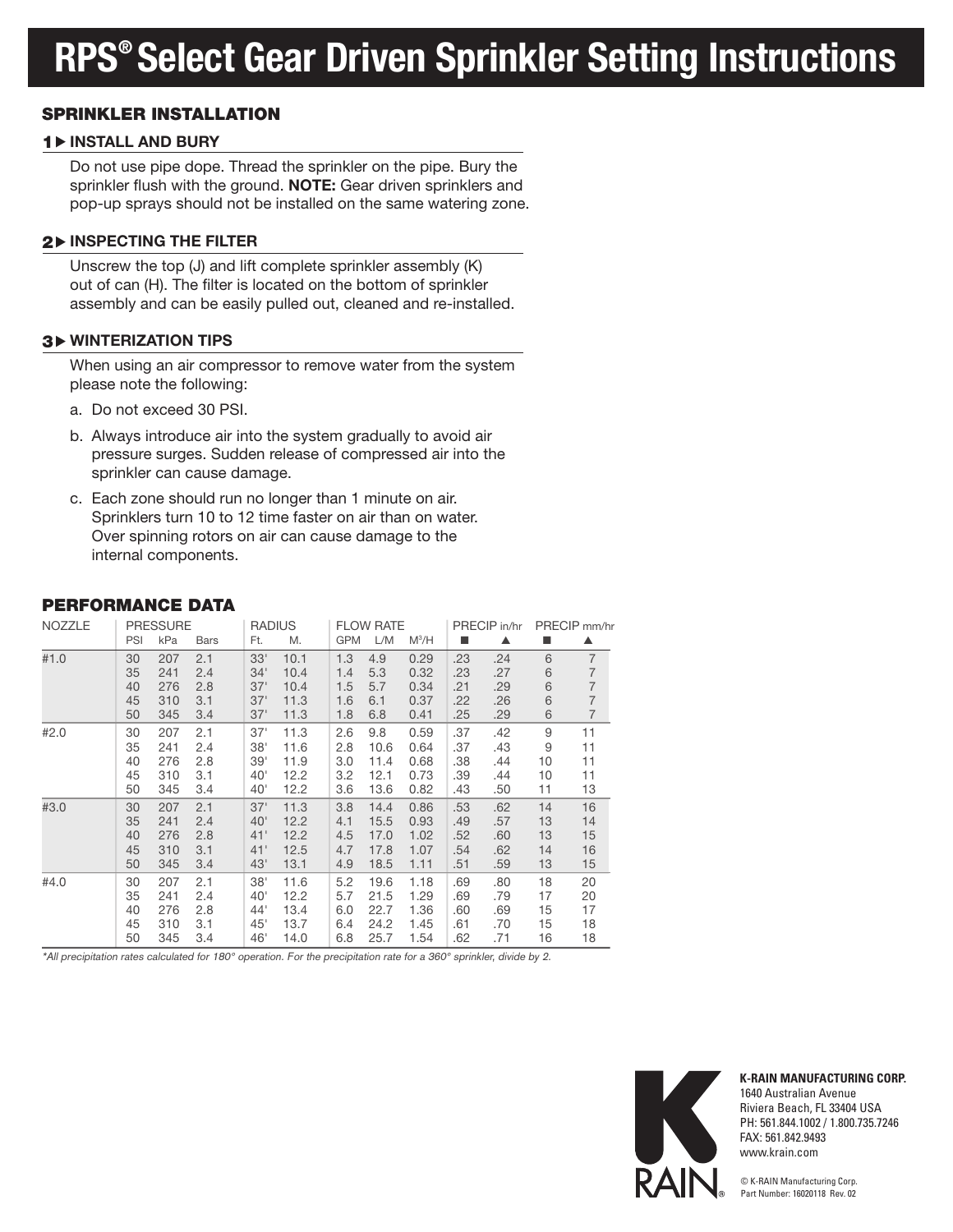# RPS® Select Gear Driven Sprinkler Setting Instructions

## SPRINKLER INSTALLATION

### 1 ▶ INSTALL AND BURY

Do not use pipe dope. Thread the sprinkler on the pipe. Bury the sprinkler flush with the ground. **NOTE:** Gear driven sprinklers and pop-up sprays should not be installed on the same watering zone.

### 2 ▶ INSPECTING THE FILTER

Unscrew the top (J) and lift complete sprinkler assembly (K) out of can (H). The filter is located on the bottom of sprinkler assembly and can be easily pulled out, cleaned and re-installed.

### 3 ▶ WINTERIZATION TIPS

When using an air compressor to remove water from the system please note the following:

a. Do not exceed 30 PSI.

b. Always introduce air into the system gradually to avoid air pressure surges. Sudden release of compressed air into the sprinkler can cause damage.

c. Each zone should run no longer than 1 minute on air. Sprinklers turn 10 to 12 time faster on air than on water. Over spinning rotors on air can cause damage to the internal components.

## PERFORMANCE DATA

| NOZZLE | PRESSURE | | | RADIUS | | FLOW RATE | | | PRECIP in/hr | | PRECIP mm/hr | |
|---|---|---|---|---|---|---|---|---|---|---|---|---|
| | PSI | kPa | Bars | Ft. | M. | GPM | L/M | $M^3/H$ | ■ | ▲ | ■ | ▲ |
| #1.0 | 30 | 207 | 2.1 | 33' | 10.1 | 1.3 | 4.9 | 0.29 | .23 | .24 | 6 | 7 |
| | 35 | 241 | 2.4 | 34' | 10.4 | 1.4 | 5.3 | 0.32 | .23 | .27 | 6 | 7 |
| | 40 | 276 | 2.8 | 37' | 10.4 | 1.5 | 5.7 | 0.34 | .21 | .29 | 6 | 7 |
| | 45 | 310 | 3.1 | 37' | 11.3 | 1.6 | 6.1 | 0.37 | .22 | .26 | 6 | 7 |
| | 50 | 345 | 3.4 | 37' | 11.3 | 1.8 | 6.8 | 0.41 | .25 | .29 | 6 | 7 |
| #2.0 | 30 | 207 | 2.1 | 37' | 11.3 | 2.6 | 9.8 | 0.59 | .37 | .42 | 9 | 11 |
| | 35 | 241 | 2.4 | 38' | 11.6 | 2.8 | 10.6 | 0.64 | .37 | .43 | 9 | 11 |
| | 40 | 276 | 2.8 | 39' | 11.9 | 3.0 | 11.4 | 0.68 | .38 | .44 | 10 | 11 |
| | 45 | 310 | 3.1 | 40' | 12.2 | 3.2 | 12.1 | 0.73 | .39 | .44 | 10 | 11 |
| | 50 | 345 | 3.4 | 40' | 12.2 | 3.6 | 13.6 | 0.82 | .43 | .50 | 11 | 13 |
| #3.0 | 30 | 207 | 2.1 | 37' | 11.3 | 3.8 | 14.4 | 0.86 | .53 | .62 | 14 | 16 |
| | 35 | 241 | 2.4 | 40' | 12.2 | 4.1 | 15.5 | 0.93 | .49 | .57 | 13 | 14 |
| | 40 | 276 | 2.8 | 41' | 12.2 | 4.5 | 17.0 | 1.02 | .52 | .60 | 13 | 15 |
| | 45 | 310 | 3.1 | 41' | 12.5 | 4.7 | 17.8 | 1.07 | .54 | .62 | 14 | 16 |
| | 50 | 345 | 3.4 | 43' | 13.1 | 4.9 | 18.5 | 1.11 | .51 | .59 | 13 | 15 |
| #4.0 | 30 | 207 | 2.1 | 38' | 11.6 | 5.2 | 19.6 | 1.18 | .69 | .80 | 18 | 20 |
| | 35 | 241 | 2.4 | 40' | 12.2 | 5.7 | 21.5 | 1.29 | .69 | .79 | 17 | 20 |
| | 40 | 276 | 2.8 | 44' | 13.4 | 6.0 | 22.7 | 1.36 | .60 | .69 | 15 | 17 |
| | 45 | 310 | 3.1 | 45' | 13.7 | 6.4 | 24.2 | 1.45 | .61 | .70 | 15 | 18 |
| | 50 | 345 | 3.4 | 46' | 14.0 | 6.8 | 25.7 | 1.54 | .62 | .71 | 16 | 18 |

*\*All precipitation rates calculated for 180° operation. For the precipitation rate for a 360° sprinkler, divide by 2.*

**K-RAIN MANUFACTURING CORP.**
1640 Australian Avenue
Riviera Beach, FL 33404 USA
PH: 561.844.1002 / 1.800.735.7246
FAX: 561.842.9493
www.krain.com

© K-RAIN Manufacturing Corp.
Part Number: 16020118 Rev. 02